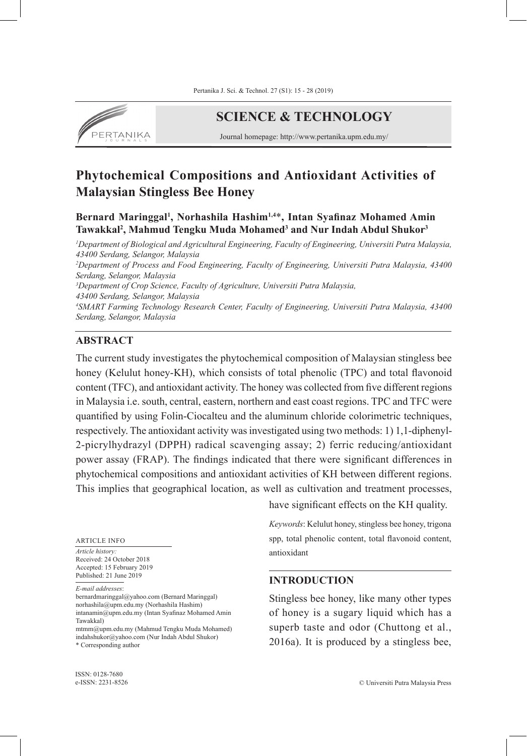# Phytochemical Compositions and Antioxidant Activities of Malaysian Stingless Bee Honey

**Bernard Maringgal[1], Norhashila Hashim[1,4]*, Intan Syafinaz Mohamed Amin Tawakkal[2], Mahmud Tengku Muda Mohamed[3] and Nur Indah Abdul Shukor[3]**

*[1]Department of Biological and Agricultural Engineering, Faculty of Engineering, Universiti Putra Malaysia, 43400 Serdang, Selangor, Malaysia*
*[2]Department of Process and Food Engineering, Faculty of Engineering, Universiti Putra Malaysia, 43400 Serdang, Selangor, Malaysia*
*[3]Department of Crop Science, Faculty of Agriculture, Universiti Putra Malaysia, 43400 Serdang, Selangor, Malaysia*
*[4]SMART Farming Technology Research Center, Faculty of Engineering, Universiti Putra Malaysia, 43400 Serdang, Selangor, Malaysia*

## ABSTRACT

The current study investigates the phytochemical composition of Malaysian stingless bee honey (Kelulut honey-KH), which consists of total phenolic (TPC) and total flavonoid content (TFC), and antioxidant activity. The honey was collected from five different regions in Malaysia i.e. south, central, eastern, northern and east coast regions. TPC and TFC were quantified by using Folin-Ciocalteu and the aluminum chloride colorimetric techniques, respectively. The antioxidant activity was investigated using two methods: 1) 1,1-diphenyl-2-picrylhydrazyl (DPPH) radical scavenging assay; 2) ferric reducing/antioxidant power assay (FRAP). The findings indicated that there were significant differences in phytochemical compositions and antioxidant activities of KH between different regions. This implies that geographical location, as well as cultivation and treatment processes, have significant effects on the KH quality.

*Keywords*: Kelulut honey, stingless bee honey, trigona spp, total phenolic content, total flavonoid content, antioxidant

ARTICLE INFO

*Article history:*
Received: 24 October 2018
Accepted: 15 February 2019
Published: 21 June 2019

*E-mail addresses*:
bernardmaringgal@yahoo.com (Bernard Maringgal)
norhashila@upm.edu.my (Norhashila Hashim)
intanamin@upm.edu.my (Intan Syafinaz Mohamed Amin Tawakkal)
mtmm@upm.edu.my (Mahmud Tengku Muda Mohamed)
indahshukor@yahoo.com (Nur Indah Abdul Shukor)
* Corresponding author

ISSN: 0128-7680
e-ISSN: 2231-8526

© Universiti Putra Malaysia Press

## INTRODUCTION

Stingless bee honey, like many other types of honey is a sugary liquid which has a superb taste and odor (Chuttong et al., 2016a). It is produced by a stingless bee,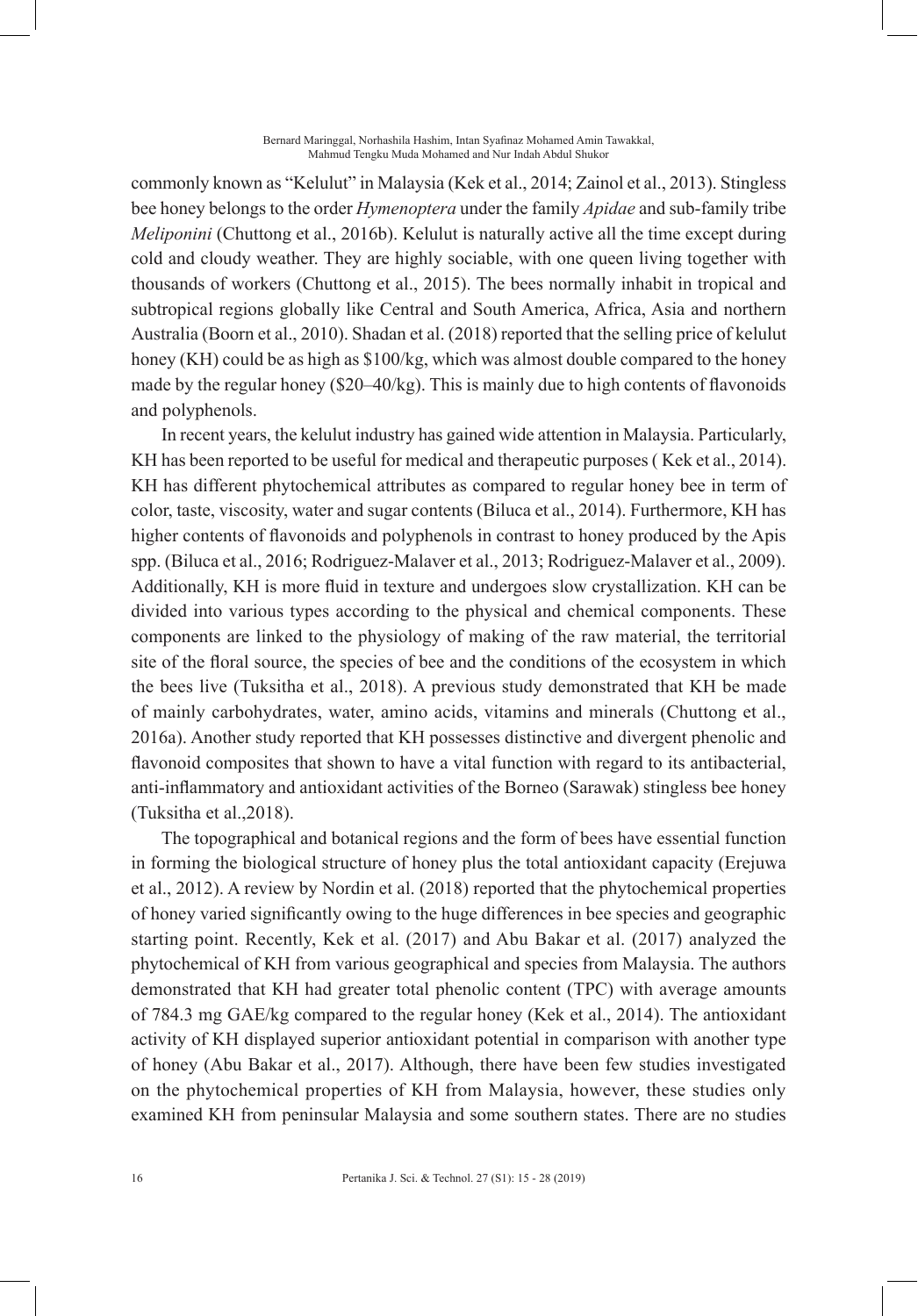commonly known as "Kelulut" in Malaysia (Kek et al., 2014; Zainol et al., 2013). Stingless bee honey belongs to the order *Hymenoptera* under the family *Apidae* and sub-family tribe *Meliponini* (Chuttong et al., 2016b). Kelulut is naturally active all the time except during cold and cloudy weather. They are highly sociable, with one queen living together with thousands of workers (Chuttong et al., 2015). The bees normally inhabit in tropical and subtropical regions globally like Central and South America, Africa, Asia and northern Australia (Boorn et al., 2010). Shadan et al. (2018) reported that the selling price of kelulut honey (KH) could be as high as $100/kg, which was almost double compared to the honey made by the regular honey ($20–40/kg). This is mainly due to high contents of flavonoids and polyphenols.

In recent years, the kelulut industry has gained wide attention in Malaysia. Particularly, KH has been reported to be useful for medical and therapeutic purposes ( Kek et al., 2014). KH has different phytochemical attributes as compared to regular honey bee in term of color, taste, viscosity, water and sugar contents (Biluca et al., 2014). Furthermore, KH has higher contents of flavonoids and polyphenols in contrast to honey produced by the Apis spp. (Biluca et al., 2016; Rodriguez-Malaver et al., 2013; Rodriguez-Malaver et al., 2009). Additionally, KH is more fluid in texture and undergoes slow crystallization. KH can be divided into various types according to the physical and chemical components. These components are linked to the physiology of making of the raw material, the territorial site of the floral source, the species of bee and the conditions of the ecosystem in which the bees live (Tuksitha et al., 2018). A previous study demonstrated that KH be made of mainly carbohydrates, water, amino acids, vitamins and minerals (Chuttong et al., 2016a). Another study reported that KH possesses distinctive and divergent phenolic and flavonoid composites that shown to have a vital function with regard to its antibacterial, anti-inflammatory and antioxidant activities of the Borneo (Sarawak) stingless bee honey (Tuksitha et al.,2018).

The topographical and botanical regions and the form of bees have essential function in forming the biological structure of honey plus the total antioxidant capacity (Erejuwa et al., 2012). A review by Nordin et al. (2018) reported that the phytochemical properties of honey varied significantly owing to the huge differences in bee species and geographic starting point. Recently, Kek et al. (2017) and Abu Bakar et al. (2017) analyzed the phytochemical of KH from various geographical and species from Malaysia. The authors demonstrated that KH had greater total phenolic content (TPC) with average amounts of 784.3 mg GAE/kg compared to the regular honey (Kek et al., 2014). The antioxidant activity of KH displayed superior antioxidant potential in comparison with another type of honey (Abu Bakar et al., 2017). Although, there have been few studies investigated on the phytochemical properties of KH from Malaysia, however, these studies only examined KH from peninsular Malaysia and some southern states. There are no studies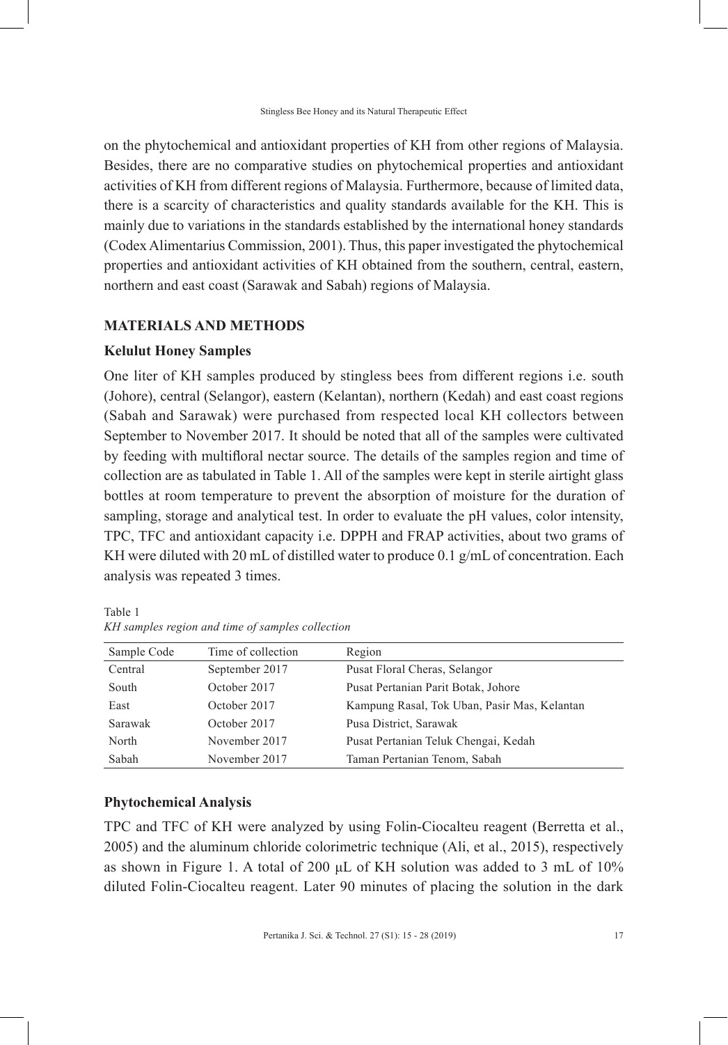on the phytochemical and antioxidant properties of KH from other regions of Malaysia. Besides, there are no comparative studies on phytochemical properties and antioxidant activities of KH from different regions of Malaysia. Furthermore, because of limited data, there is a scarcity of characteristics and quality standards available for the KH. This is mainly due to variations in the standards established by the international honey standards (Codex Alimentarius Commission, 2001). Thus, this paper investigated the phytochemical properties and antioxidant activities of KH obtained from the southern, central, eastern, northern and east coast (Sarawak and Sabah) regions of Malaysia.

## MATERIALS AND METHODS

### Kelulut Honey Samples

One liter of KH samples produced by stingless bees from different regions i.e. south (Johore), central (Selangor), eastern (Kelantan), northern (Kedah) and east coast regions (Sabah and Sarawak) were purchased from respected local KH collectors between September to November 2017. It should be noted that all of the samples were cultivated by feeding with multifloral nectar source. The details of the samples region and time of collection are as tabulated in Table 1. All of the samples were kept in sterile airtight glass bottles at room temperature to prevent the absorption of moisture for the duration of sampling, storage and analytical test. In order to evaluate the pH values, color intensity, TPC, TFC and antioxidant capacity i.e. DPPH and FRAP activities, about two grams of KH were diluted with 20 mL of distilled water to produce 0.1 g/mL of concentration. Each analysis was repeated 3 times.

Table 1
*KH samples region and time of samples collection*

| Sample Code | Time of collection | Region |
|---|---|---|
| Central | September 2017 | Pusat Floral Cheras, Selangor |
| South | October 2017 | Pusat Pertanian Parit Botak, Johore |
| East | October 2017 | Kampung Rasal, Tok Uban, Pasir Mas, Kelantan |
| Sarawak | October 2017 | Pusa District, Sarawak |
| North | November 2017 | Pusat Pertanian Teluk Chengai, Kedah |
| Sabah | November 2017 | Taman Pertanian Tenom, Sabah |

### Phytochemical Analysis

TPC and TFC of KH were analyzed by using Folin-Ciocalteu reagent (Berretta et al., 2005) and the aluminum chloride colorimetric technique (Ali, et al., 2015), respectively as shown in Figure 1. A total of 200 μL of KH solution was added to 3 mL of 10% diluted Folin-Ciocalteu reagent. Later 90 minutes of placing the solution in the dark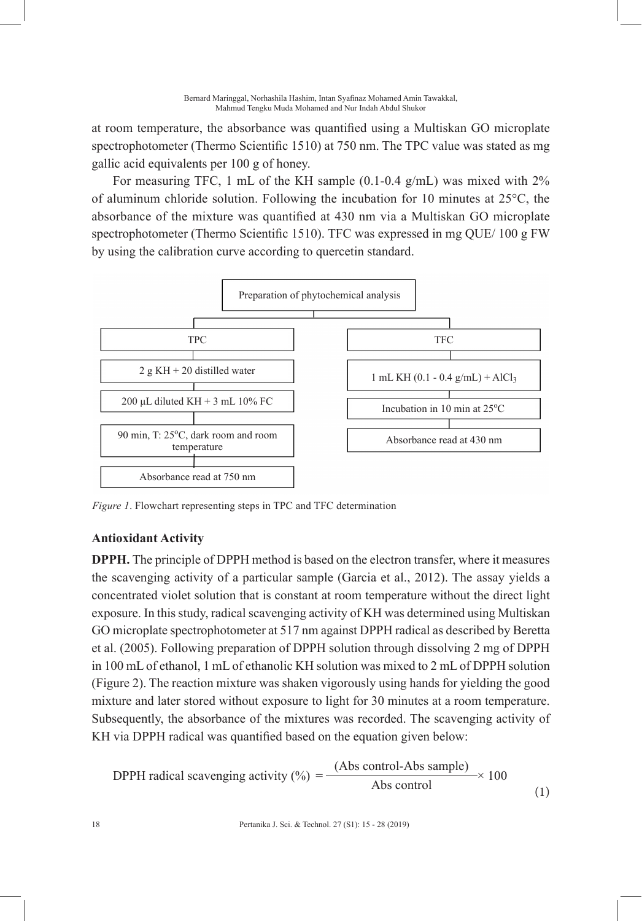at room temperature, the absorbance was quantified using a Multiskan GO microplate spectrophotometer (Thermo Scientific 1510) at 750 nm. The TPC value was stated as mg gallic acid equivalents per 100 g of honey.

For measuring TFC, 1 mL of the KH sample (0.1-0.4 g/mL) was mixed with 2% of aluminum chloride solution. Following the incubation for 10 minutes at 25°C, the absorbance of the mixture was quantified at 430 nm via a Multiskan GO microplate spectrophotometer (Thermo Scientific 1510). TFC was expressed in mg QUE/ 100 g FW by using the calibration curve according to quercetin standard.

Preparation of phytochemical analysis

- TPC
  - 2 g KH + 20 distilled water
  - 200 µL diluted KH + 3 mL 10% FC
  - 90 min, T: 25°C, dark room and room temperature
  - Absorbance read at 750 nm
- TFC
  - 1 mL KH (0.1 - 0.4 g/mL) + $AlCl_3$
  - Incubation in 10 min at 25°C
  - Absorbance read at 430 nm

*Figure 1*. Flowchart representing steps in TPC and TFC determination

### Antioxidant Activity

**DPPH.** The principle of DPPH method is based on the electron transfer, where it measures the scavenging activity of a particular sample (Garcia et al., 2012). The assay yields a concentrated violet solution that is constant at room temperature without the direct light exposure. In this study, radical scavenging activity of KH was determined using Multiskan GO microplate spectrophotometer at 517 nm against DPPH radical as described by Beretta et al. (2005). Following preparation of DPPH solution through dissolving 2 mg of DPPH in 100 mL of ethanol, 1 mL of ethanolic KH solution was mixed to 2 mL of DPPH solution (Figure 2). The reaction mixture was shaken vigorously using hands for yielding the good mixture and later stored without exposure to light for 30 minutes at a room temperature. Subsequently, the absorbance of the mixtures was recorded. The scavenging activity of KH via DPPH radical was quantified based on the equation given below:

$$\text{DPPH radical scavenging activity (\%)} = \frac{(\text{Abs control} - \text{Abs sample})}{\text{Abs control}} \times 100 \quad (1)$$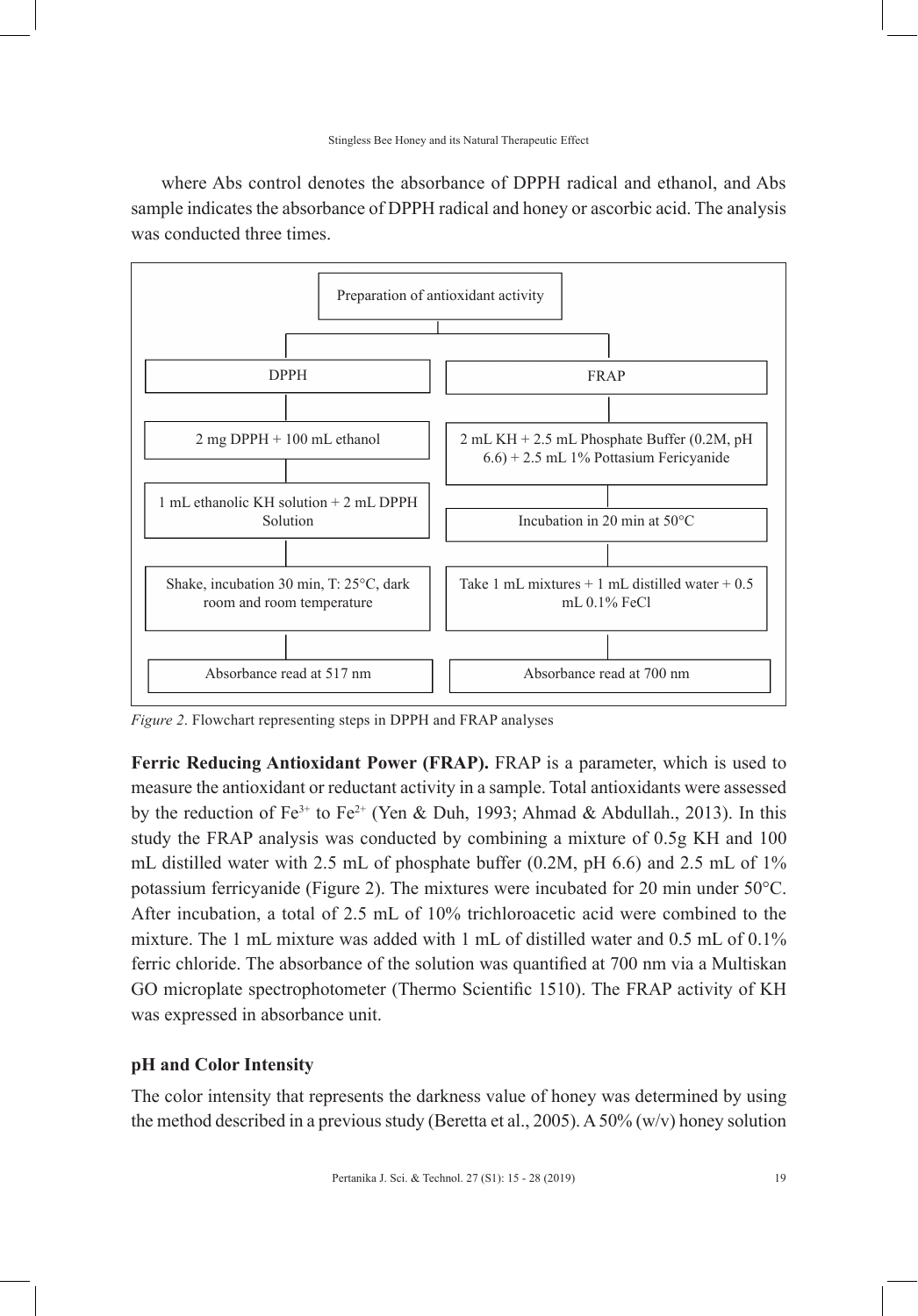where Abs control denotes the absorbance of DPPH radical and ethanol, and Abs sample indicates the absorbance of DPPH radical and honey or ascorbic acid. The analysis was conducted three times.

Preparation of antioxidant activity

| DPPH | FRAP |
|---|---|
| 2 mg DPPH + 100 mL ethanol | 2 mL KH + 2.5 mL Phosphate Buffer (0.2M, pH 6.6) + 2.5 mL 1% Pottasium Fericyanide |
| 1 mL ethanolic KH solution + 2 mL DPPH Solution | Incubation in 20 min at 50°C |
| Shake, incubation 30 min, T: 25°C, dark room and room temperature | Take 1 mL mixtures + 1 mL distilled water + 0.5 mL 0.1% FeCl |
| Absorbance read at 517 nm | Absorbance read at 700 nm |

*Figure 2*. Flowchart representing steps in DPPH and FRAP analyses

**Ferric Reducing Antioxidant Power (FRAP).** FRAP is a parameter, which is used to measure the antioxidant or reductant activity in a sample. Total antioxidants were assessed by the reduction of $Fe^{3+}$ to $Fe^{2+}$ (Yen & Duh, 1993; Ahmad & Abdullah., 2013). In this study the FRAP analysis was conducted by combining a mixture of 0.5g KH and 100 mL distilled water with 2.5 mL of phosphate buffer (0.2M, pH 6.6) and 2.5 mL of 1% potassium ferricyanide (Figure 2). The mixtures were incubated for 20 min under 50°C. After incubation, a total of 2.5 mL of 10% trichloroacetic acid were combined to the mixture. The 1 mL mixture was added with 1 mL of distilled water and 0.5 mL of 0.1% ferric chloride. The absorbance of the solution was quantified at 700 nm via a Multiskan GO microplate spectrophotometer (Thermo Scientific 1510). The FRAP activity of KH was expressed in absorbance unit.

### pH and Color Intensity

The color intensity that represents the darkness value of honey was determined by using the method described in a previous study (Beretta et al., 2005). A 50% (w/v) honey solution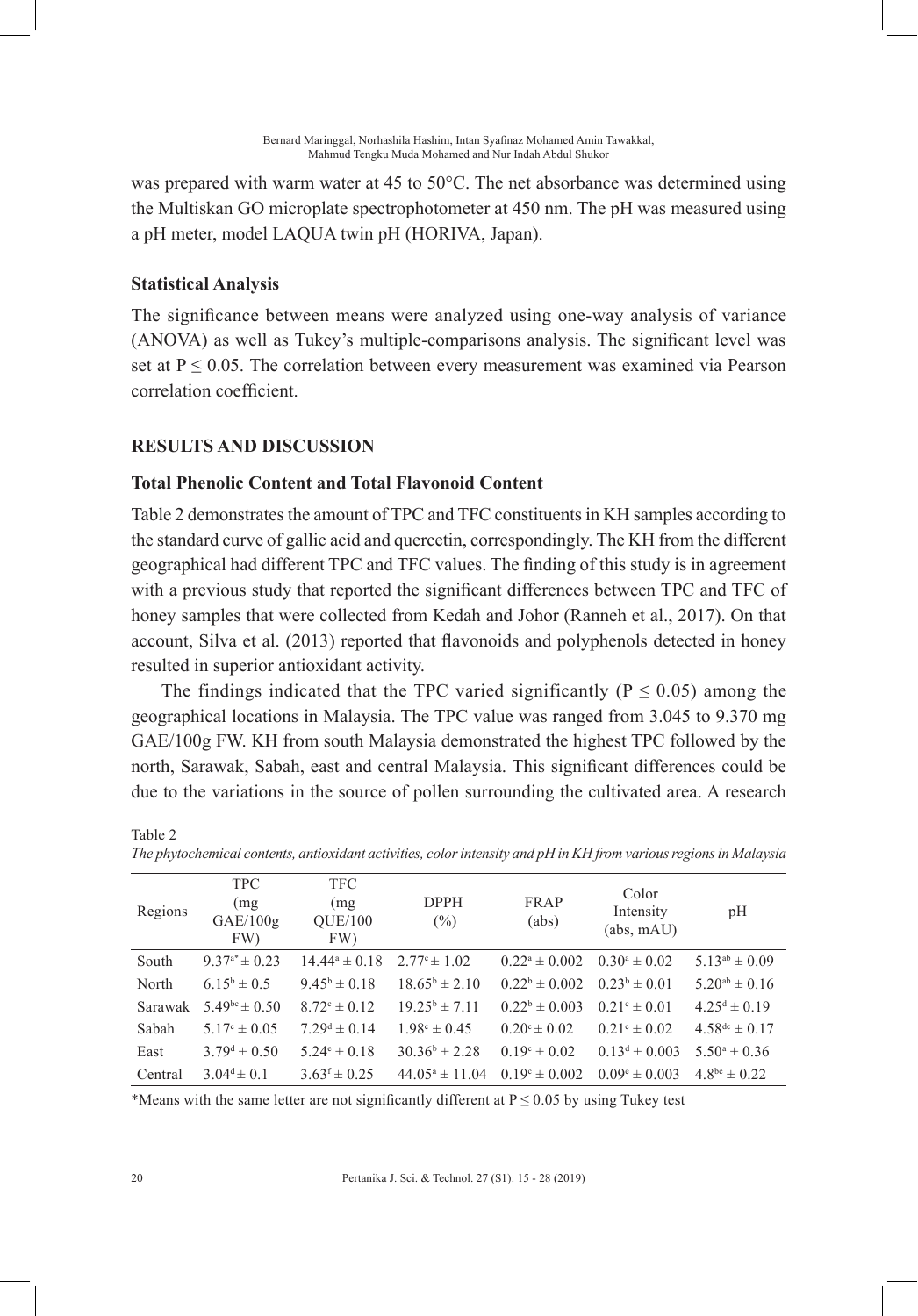was prepared with warm water at 45 to 50°C. The net absorbance was determined using the Multiskan GO microplate spectrophotometer at 450 nm. The pH was measured using a pH meter, model LAQUA twin pH (HORIVA, Japan).

### Statistical Analysis

The significance between means were analyzed using one-way analysis of variance (ANOVA) as well as Tukey's multiple-comparisons analysis. The significant level was set at $P \leq 0.05$. The correlation between every measurement was examined via Pearson correlation coefficient.

## RESULTS AND DISCUSSION

### Total Phenolic Content and Total Flavonoid Content

Table 2 demonstrates the amount of TPC and TFC constituents in KH samples according to the standard curve of gallic acid and quercetin, correspondingly. The KH from the different geographical had different TPC and TFC values. The finding of this study is in agreement with a previous study that reported the significant differences between TPC and TFC of honey samples that were collected from Kedah and Johor (Ranneh et al., 2017). On that account, Silva et al. (2013) reported that flavonoids and polyphenols detected in honey resulted in superior antioxidant activity.

The findings indicated that the TPC varied significantly ($P \leq 0.05$) among the geographical locations in Malaysia. The TPC value was ranged from 3.045 to 9.370 mg GAE/100g FW. KH from south Malaysia demonstrated the highest TPC followed by the north, Sarawak, Sabah, east and central Malaysia. This significant differences could be due to the variations in the source of pollen surrounding the cultivated area. A research

Table 2
*The phytochemical contents, antioxidant activities, color intensity and pH in KH from various regions in Malaysia*

| Regions | TPC (mg GAE/100g FW) | TFC (mg QUE/100 FW) | DPPH (%) | FRAP (abs) | Color Intensity (abs, mAU) | pH |
|---|---|---|---|---|---|---|
| South | $9.37^{a*} \pm 0.23$ | $14.44^{a} \pm 0.18$ | $2.77^{c} \pm 1.02$ | $0.22^{a} \pm 0.002$ | $0.30^{a} \pm 0.02$ | $5.13^{ab} \pm 0.09$ |
| North | $6.15^{b} \pm 0.5$ | $9.45^{b} \pm 0.18$ | $18.65^{b} \pm 2.10$ | $0.22^{b} \pm 0.002$ | $0.23^{b} \pm 0.01$ | $5.20^{ab} \pm 0.16$ |
| Sarawak | $5.49^{bc} \pm 0.50$ | $8.72^{c} \pm 0.12$ | $19.25^{b} \pm 7.11$ | $0.22^{b} \pm 0.003$ | $0.21^{c} \pm 0.01$ | $4.25^{d} \pm 0.19$ |
| Sabah | $5.17^{c} \pm 0.05$ | $7.29^{d} \pm 0.14$ | $1.98^{c} \pm 0.45$ | $0.20^{c} \pm 0.02$ | $0.21^{c} \pm 0.02$ | $4.58^{dc} \pm 0.17$ |
| East | $3.79^{d} \pm 0.50$ | $5.24^{e} \pm 0.18$ | $30.36^{b} \pm 2.28$ | $0.19^{c} \pm 0.02$ | $0.13^{d} \pm 0.003$ | $5.50^{a} \pm 0.36$ |
| Central | $3.04^{d} \pm 0.1$ | $3.63^{f} \pm 0.25$ | $44.05^{a} \pm 11.04$ | $0.19^{c} \pm 0.002$ | $0.09^{e} \pm 0.003$ | $4.8^{bc} \pm 0.22$ |

*Means with the same letter are not significantly different at $P \leq 0.05$ by using Tukey test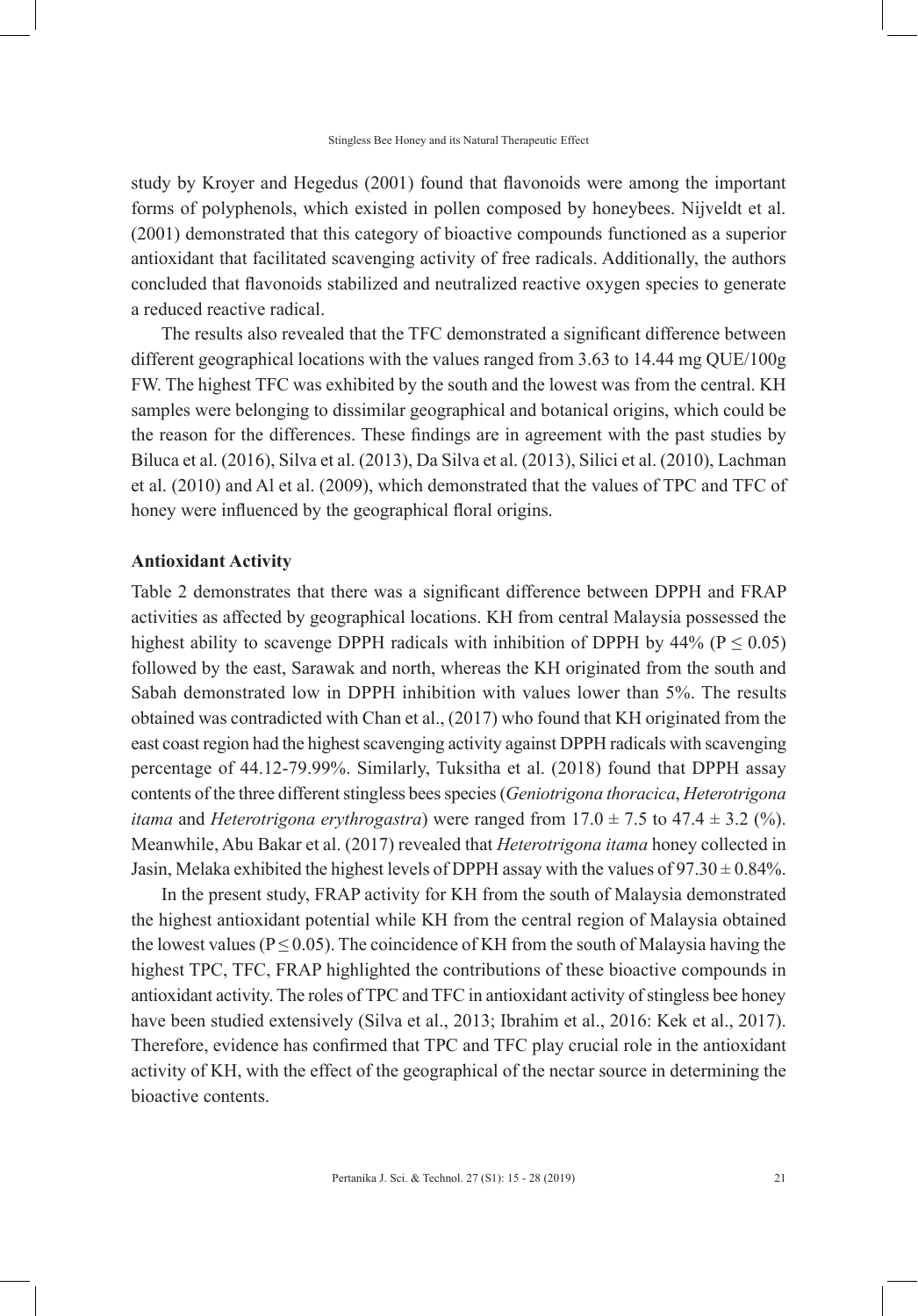study by Kroyer and Hegedus (2001) found that flavonoids were among the important forms of polyphenols, which existed in pollen composed by honeybees. Nijveldt et al. (2001) demonstrated that this category of bioactive compounds functioned as a superior antioxidant that facilitated scavenging activity of free radicals. Additionally, the authors concluded that flavonoids stabilized and neutralized reactive oxygen species to generate a reduced reactive radical.

The results also revealed that the TFC demonstrated a significant difference between different geographical locations with the values ranged from 3.63 to 14.44 mg QUE/100g FW. The highest TFC was exhibited by the south and the lowest was from the central. KH samples were belonging to dissimilar geographical and botanical origins, which could be the reason for the differences. These findings are in agreement with the past studies by Biluca et al. (2016), Silva et al. (2013), Da Silva et al. (2013), Silici et al. (2010), Lachman et al. (2010) and Al et al. (2009), which demonstrated that the values of TPC and TFC of honey were influenced by the geographical floral origins.

### Antioxidant Activity

Table 2 demonstrates that there was a significant difference between DPPH and FRAP activities as affected by geographical locations. KH from central Malaysia possessed the highest ability to scavenge DPPH radicals with inhibition of DPPH by 44% ($P \leq 0.05$) followed by the east, Sarawak and north, whereas the KH originated from the south and Sabah demonstrated low in DPPH inhibition with values lower than 5%. The results obtained was contradicted with Chan et al., (2017) who found that KH originated from the east coast region had the highest scavenging activity against DPPH radicals with scavenging percentage of 44.12-79.99%. Similarly, Tuksitha et al. (2018) found that DPPH assay contents of the three different stingless bees species (*Geniotrigona thoracica*, *Heterotrigona itama* and *Heterotrigona erythrogastra*) were ranged from $17.0 \pm 7.5$ to $47.4 \pm 3.2$ (%). Meanwhile, Abu Bakar et al. (2017) revealed that *Heterotrigona itama* honey collected in Jasin, Melaka exhibited the highest levels of DPPH assay with the values of $97.30 \pm 0.84$%.

In the present study, FRAP activity for KH from the south of Malaysia demonstrated the highest antioxidant potential while KH from the central region of Malaysia obtained the lowest values ($P \leq 0.05$). The coincidence of KH from the south of Malaysia having the highest TPC, TFC, FRAP highlighted the contributions of these bioactive compounds in antioxidant activity. The roles of TPC and TFC in antioxidant activity of stingless bee honey have been studied extensively (Silva et al., 2013; Ibrahim et al., 2016: Kek et al., 2017). Therefore, evidence has confirmed that TPC and TFC play crucial role in the antioxidant activity of KH, with the effect of the geographical of the nectar source in determining the bioactive contents.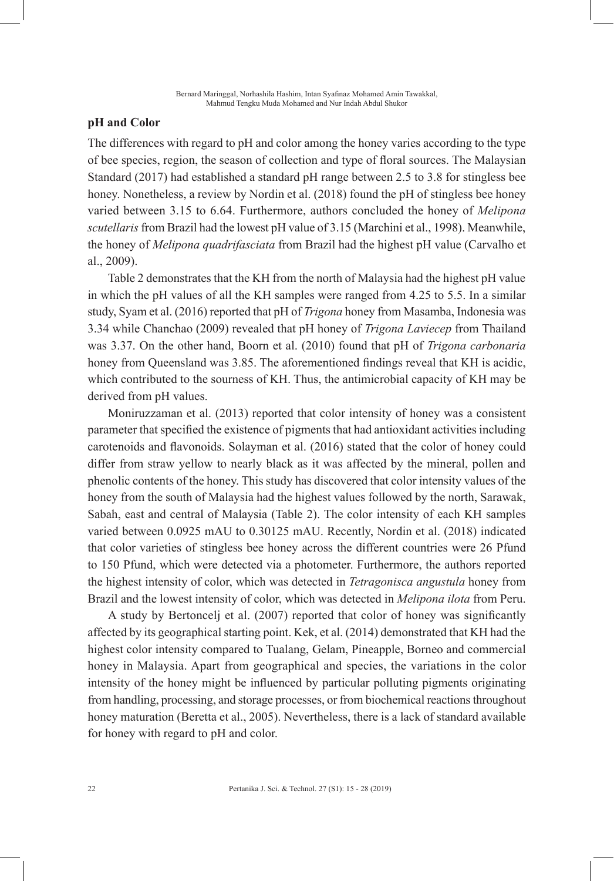## pH and Color

The differences with regard to pH and color among the honey varies according to the type of bee species, region, the season of collection and type of floral sources. The Malaysian Standard (2017) had established a standard pH range between 2.5 to 3.8 for stingless bee honey. Nonetheless, a review by Nordin et al. (2018) found the pH of stingless bee honey varied between 3.15 to 6.64. Furthermore, authors concluded the honey of *Melipona scutellaris* from Brazil had the lowest pH value of 3.15 (Marchini et al., 1998). Meanwhile, the honey of *Melipona quadrifasciata* from Brazil had the highest pH value (Carvalho et al., 2009).

Table 2 demonstrates that the KH from the north of Malaysia had the highest pH value in which the pH values of all the KH samples were ranged from 4.25 to 5.5. In a similar study, Syam et al. (2016) reported that pH of *Trigona* honey from Masamba, Indonesia was 3.34 while Chanchao (2009) revealed that pH honey of *Trigona Laviecep* from Thailand was 3.37. On the other hand, Boorn et al. (2010) found that pH of *Trigona carbonaria* honey from Queensland was 3.85. The aforementioned findings reveal that KH is acidic, which contributed to the sourness of KH. Thus, the antimicrobial capacity of KH may be derived from pH values.

Moniruzzaman et al. (2013) reported that color intensity of honey was a consistent parameter that specified the existence of pigments that had antioxidant activities including carotenoids and flavonoids. Solayman et al. (2016) stated that the color of honey could differ from straw yellow to nearly black as it was affected by the mineral, pollen and phenolic contents of the honey. This study has discovered that color intensity values of the honey from the south of Malaysia had the highest values followed by the north, Sarawak, Sabah, east and central of Malaysia (Table 2). The color intensity of each KH samples varied between 0.0925 mAU to 0.30125 mAU. Recently, Nordin et al. (2018) indicated that color varieties of stingless bee honey across the different countries were 26 Pfund to 150 Pfund, which were detected via a photometer. Furthermore, the authors reported the highest intensity of color, which was detected in *Tetragonisca angustula* honey from Brazil and the lowest intensity of color, which was detected in *Melipona ilota* from Peru.

A study by Bertoncelj et al. (2007) reported that color of honey was significantly affected by its geographical starting point. Kek, et al. (2014) demonstrated that KH had the highest color intensity compared to Tualang, Gelam, Pineapple, Borneo and commercial honey in Malaysia. Apart from geographical and species, the variations in the color intensity of the honey might be influenced by particular polluting pigments originating from handling, processing, and storage processes, or from biochemical reactions throughout honey maturation (Beretta et al., 2005). Nevertheless, there is a lack of standard available for honey with regard to pH and color.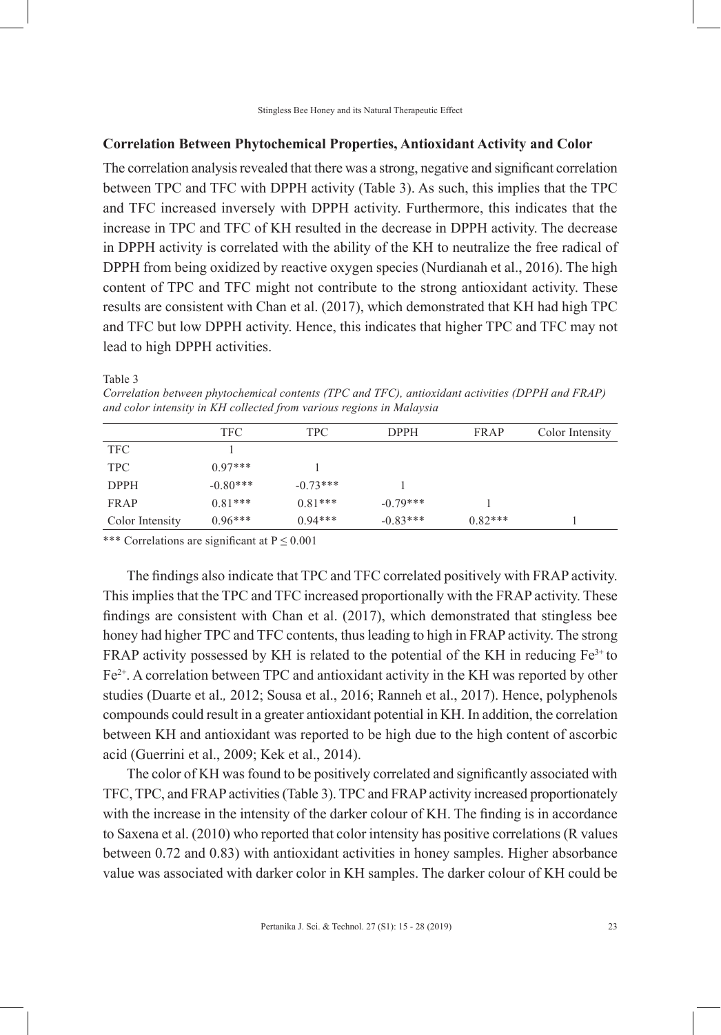## Correlation Between Phytochemical Properties, Antioxidant Activity and Color

The correlation analysis revealed that there was a strong, negative and significant correlation between TPC and TFC with DPPH activity (Table 3). As such, this implies that the TPC and TFC increased inversely with DPPH activity. Furthermore, this indicates that the increase in TPC and TFC of KH resulted in the decrease in DPPH activity. The decrease in DPPH activity is correlated with the ability of the KH to neutralize the free radical of DPPH from being oxidized by reactive oxygen species (Nurdianah et al., 2016). The high content of TPC and TFC might not contribute to the strong antioxidant activity. These results are consistent with Chan et al. (2017), which demonstrated that KH had high TPC and TFC but low DPPH activity. Hence, this indicates that higher TPC and TFC may not lead to high DPPH activities.

Table 3
*Correlation between phytochemical contents (TPC and TFC), antioxidant activities (DPPH and FRAP) and color intensity in KH collected from various regions in Malaysia*

| | TFC | TPC | DPPH | FRAP | Color Intensity |
|---|---|---|---|---|---|
| TFC | 1 | | | | |
| TPC | 0.97*** | 1 | | | |
| DPPH | -0.80*** | -0.73*** | 1 | | |
| FRAP | 0.81*** | 0.81*** | -0.79*** | 1 | |
| Color Intensity | 0.96*** | 0.94*** | -0.83*** | 0.82*** | 1 |

*** Correlations are significant at $P \leq 0.001$

The findings also indicate that TPC and TFC correlated positively with FRAP activity. This implies that the TPC and TFC increased proportionally with the FRAP activity. These findings are consistent with Chan et al. (2017), which demonstrated that stingless bee honey had higher TPC and TFC contents, thus leading to high in FRAP activity. The strong FRAP activity possessed by KH is related to the potential of the KH in reducing $Fe^{3+}$ to $Fe^{2+}$. A correlation between TPC and antioxidant activity in the KH was reported by other studies (Duarte et al., 2012; Sousa et al., 2016; Ranneh et al., 2017). Hence, polyphenols compounds could result in a greater antioxidant potential in KH. In addition, the correlation between KH and antioxidant was reported to be high due to the high content of ascorbic acid (Guerrini et al., 2009; Kek et al., 2014).

The color of KH was found to be positively correlated and significantly associated with TFC, TPC, and FRAP activities (Table 3). TPC and FRAP activity increased proportionately with the increase in the intensity of the darker colour of KH. The finding is in accordance to Saxena et al. (2010) who reported that color intensity has positive correlations (R values between 0.72 and 0.83) with antioxidant activities in honey samples. Higher absorbance value was associated with darker color in KH samples. The darker colour of KH could be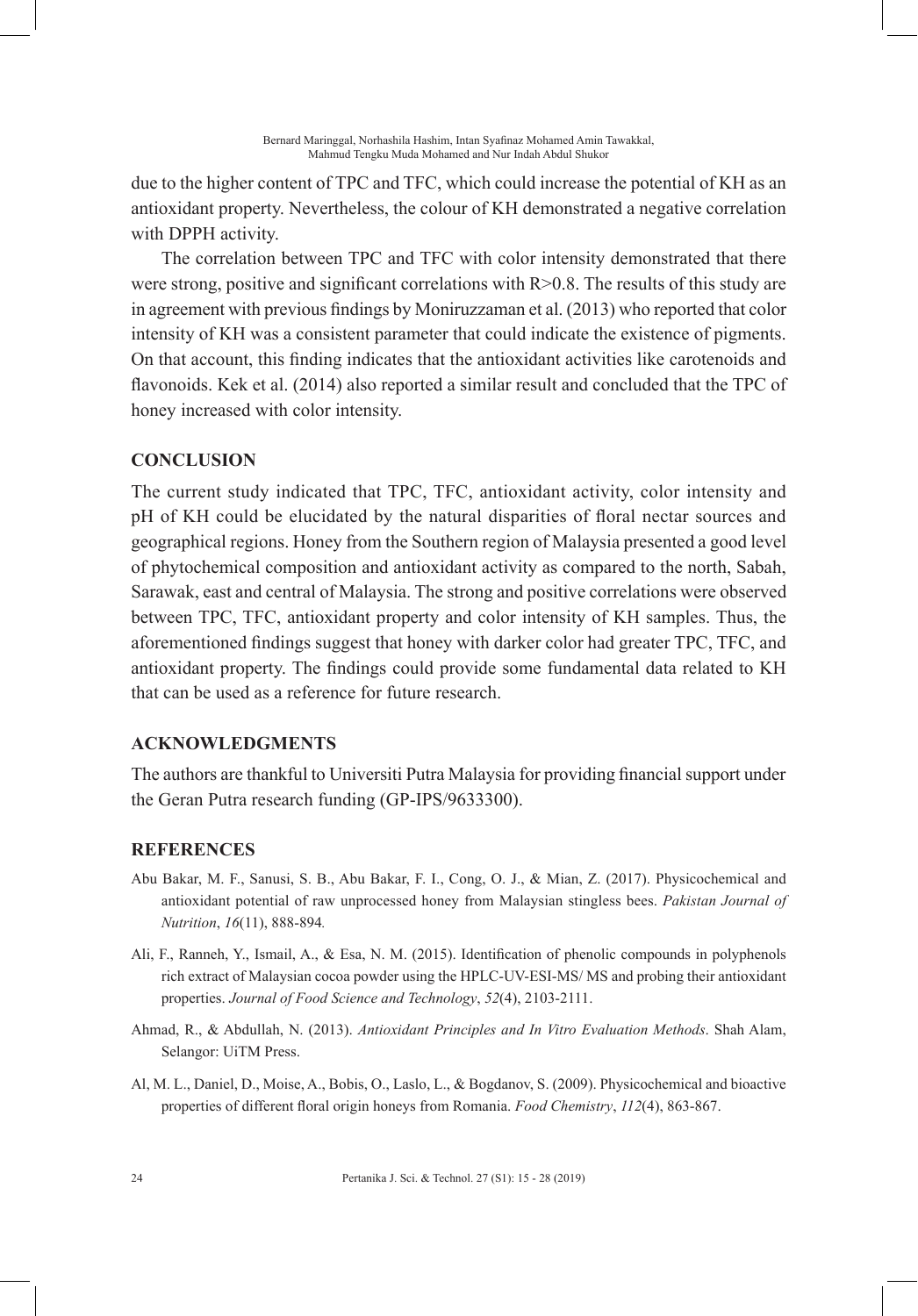due to the higher content of TPC and TFC, which could increase the potential of KH as an antioxidant property. Nevertheless, the colour of KH demonstrated a negative correlation with DPPH activity.

The correlation between TPC and TFC with color intensity demonstrated that there were strong, positive and significant correlations with $R>0.8$. The results of this study are in agreement with previous findings by Moniruzzaman et al. (2013) who reported that color intensity of KH was a consistent parameter that could indicate the existence of pigments. On that account, this finding indicates that the antioxidant activities like carotenoids and flavonoids. Kek et al. (2014) also reported a similar result and concluded that the TPC of honey increased with color intensity.

## CONCLUSION

The current study indicated that TPC, TFC, antioxidant activity, color intensity and pH of KH could be elucidated by the natural disparities of floral nectar sources and geographical regions. Honey from the Southern region of Malaysia presented a good level of phytochemical composition and antioxidant activity as compared to the north, Sabah, Sarawak, east and central of Malaysia. The strong and positive correlations were observed between TPC, TFC, antioxidant property and color intensity of KH samples. Thus, the aforementioned findings suggest that honey with darker color had greater TPC, TFC, and antioxidant property. The findings could provide some fundamental data related to KH that can be used as a reference for future research.

## ACKNOWLEDGMENTS

The authors are thankful to Universiti Putra Malaysia for providing financial support under the Geran Putra research funding (GP-IPS/9633300).

## REFERENCES

Abu Bakar, M. F., Sanusi, S. B., Abu Bakar, F. I., Cong, O. J., & Mian, Z. (2017). Physicochemical and antioxidant potential of raw unprocessed honey from Malaysian stingless bees. *Pakistan Journal of Nutrition*, *16*(11), 888-894*.*

Ali, F., Ranneh, Y., Ismail, A., & Esa, N. M. (2015). Identification of phenolic compounds in polyphenols rich extract of Malaysian cocoa powder using the HPLC-UV-ESI-MS/ MS and probing their antioxidant properties. *Journal of Food Science and Technology*, *52*(4), 2103-2111.

Ahmad, R., & Abdullah, N. (2013). *Antioxidant Principles and In Vitro Evaluation Methods*. Shah Alam, Selangor: UiTM Press.

Al, M. L., Daniel, D., Moise, A., Bobis, O., Laslo, L., & Bogdanov, S. (2009). Physicochemical and bioactive properties of different floral origin honeys from Romania. *Food Chemistry*, *112*(4), 863-867.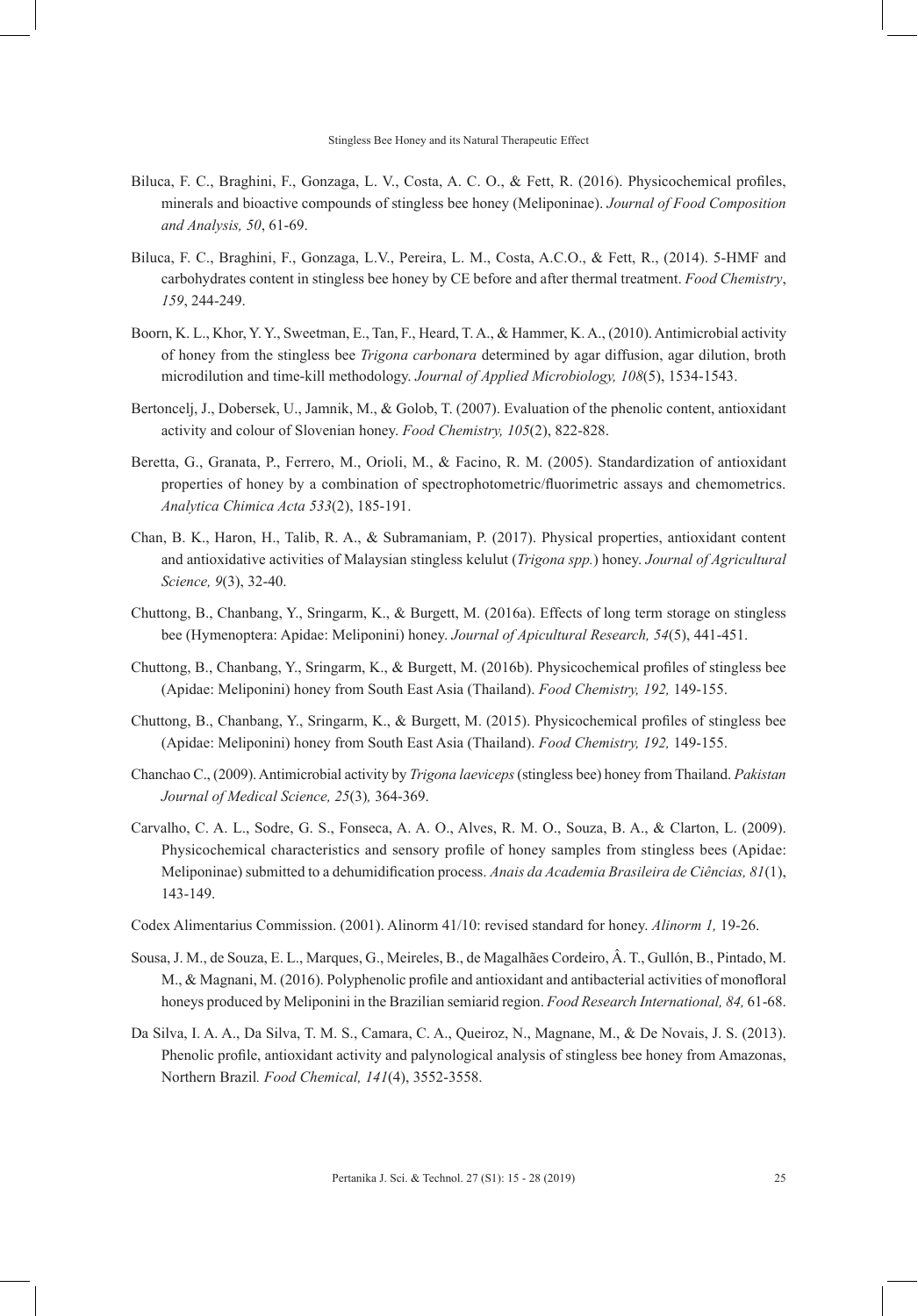Biluca, F. C., Braghini, F., Gonzaga, L. V., Costa, A. C. O., & Fett, R. (2016). Physicochemical profiles, minerals and bioactive compounds of stingless bee honey (Meliponinae). *Journal of Food Composition and Analysis, 50*, 61-69.

Biluca, F. C., Braghini, F., Gonzaga, L.V., Pereira, L. M., Costa, A.C.O., & Fett, R., (2014). 5-HMF and carbohydrates content in stingless bee honey by CE before and after thermal treatment. *Food Chemistry*, *159*, 244-249.

Boorn, K. L., Khor, Y. Y., Sweetman, E., Tan, F., Heard, T. A., & Hammer, K. A., (2010). Antimicrobial activity of honey from the stingless bee *Trigona carbonara* determined by agar diffusion, agar dilution, broth microdilution and time-kill methodology. *Journal of Applied Microbiology, 108*(5), 1534-1543.

Bertoncelj, J., Dobersek, U., Jamnik, M., & Golob, T. (2007). Evaluation of the phenolic content, antioxidant activity and colour of Slovenian honey. *Food Chemistry, 105*(2), 822-828.

Beretta, G., Granata, P., Ferrero, M., Orioli, M., & Facino, R. M. (2005). Standardization of antioxidant properties of honey by a combination of spectrophotometric/fluorimetric assays and chemometrics. *Analytica Chimica Acta 533*(2), 185-191.

Chan, B. K., Haron, H., Talib, R. A., & Subramaniam, P. (2017). Physical properties, antioxidant content and antioxidative activities of Malaysian stingless kelulut (*Trigona spp.*) honey. *Journal of Agricultural Science, 9*(3), 32-40.

Chuttong, B., Chanbang, Y., Sringarm, K., & Burgett, M. (2016a). Effects of long term storage on stingless bee (Hymenoptera: Apidae: Meliponini) honey. *Journal of Apicultural Research, 54*(5), 441-451.

Chuttong, B., Chanbang, Y., Sringarm, K., & Burgett, M. (2016b). Physicochemical profiles of stingless bee (Apidae: Meliponini) honey from South East Asia (Thailand). *Food Chemistry, 192,* 149-155.

Chuttong, B., Chanbang, Y., Sringarm, K., & Burgett, M. (2015). Physicochemical profiles of stingless bee (Apidae: Meliponini) honey from South East Asia (Thailand). *Food Chemistry, 192,* 149-155.

Chanchao C., (2009). Antimicrobial activity by *Trigona laeviceps* (stingless bee) honey from Thailand. *Pakistan Journal of Medical Science, 25*(3)*,* 364-369.

Carvalho, C. A. L., Sodre, G. S., Fonseca, A. A. O., Alves, R. M. O., Souza, B. A., & Clarton, L. (2009). Physicochemical characteristics and sensory profile of honey samples from stingless bees (Apidae: Meliponinae) submitted to a dehumidification process. *Anais da Academia Brasileira de Ciências, 81*(1), 143-149.

Codex Alimentarius Commission. (2001). Alinorm 41/10: revised standard for honey. *Alinorm 1,* 19-26.

Sousa, J. M., de Souza, E. L., Marques, G., Meireles, B., de Magalhães Cordeiro, Â. T., Gullón, B., Pintado, M. M., & Magnani, M. (2016). Polyphenolic profile and antioxidant and antibacterial activities of monofloral honeys produced by Meliponini in the Brazilian semiarid region. *Food Research International, 84,* 61-68.

Da Silva, I. A. A., Da Silva, T. M. S., Camara, C. A., Queiroz, N., Magnane, M., & De Novais, J. S. (2013). Phenolic profile, antioxidant activity and palynological analysis of stingless bee honey from Amazonas, Northern Brazil*. Food Chemical, 141*(4), 3552-3558.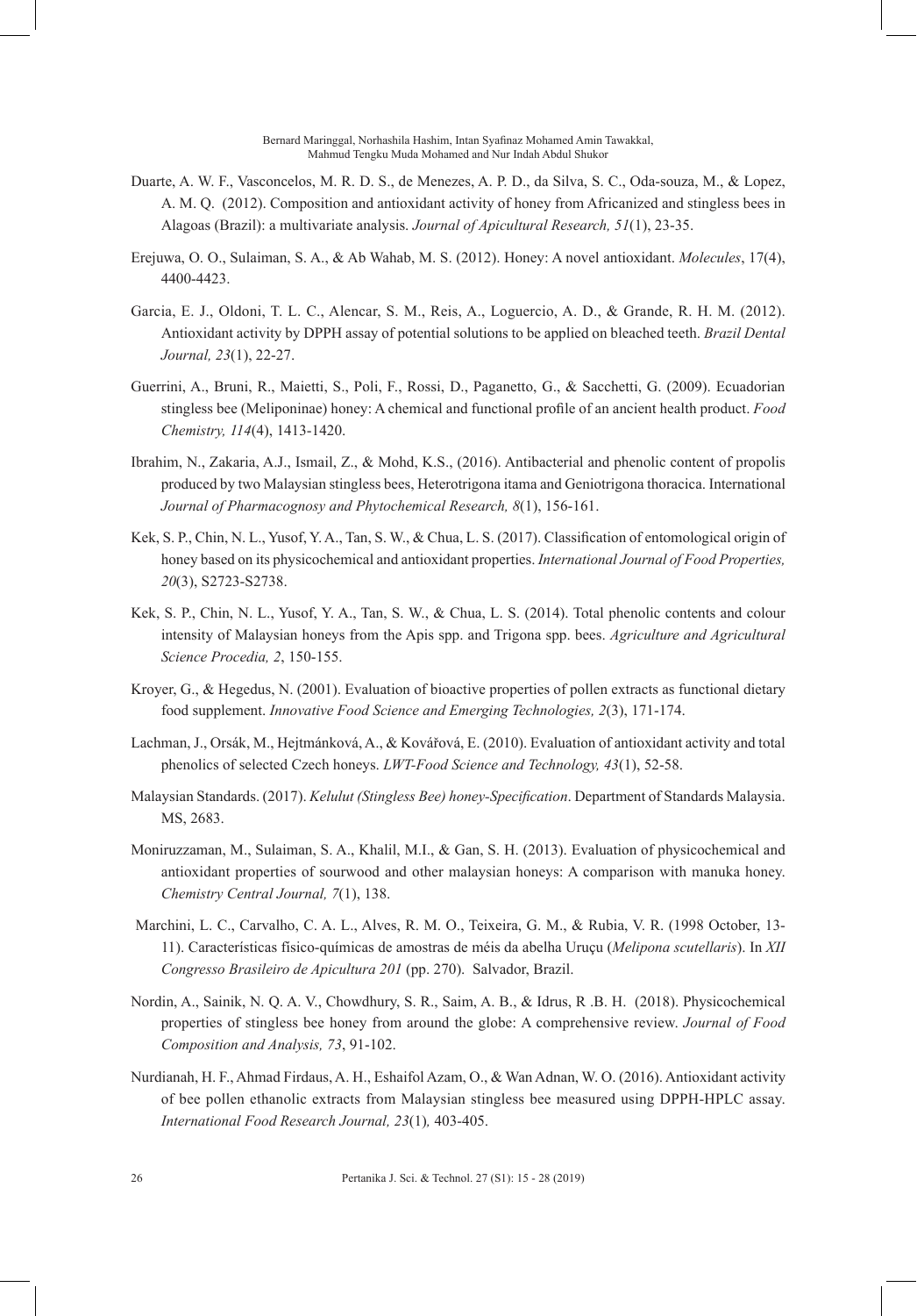Duarte, A. W. F., Vasconcelos, M. R. D. S., de Menezes, A. P. D., da Silva, S. C., Oda-souza, M., & Lopez, A. M. Q. (2012). Composition and antioxidant activity of honey from Africanized and stingless bees in Alagoas (Brazil): a multivariate analysis. *Journal of Apicultural Research, 51*(1), 23-35.

Erejuwa, O. O., Sulaiman, S. A., & Ab Wahab, M. S. (2012). Honey: A novel antioxidant. *Molecules*, 17(4), 4400-4423.

Garcia, E. J., Oldoni, T. L. C., Alencar, S. M., Reis, A., Loguercio, A. D., & Grande, R. H. M. (2012). Antioxidant activity by DPPH assay of potential solutions to be applied on bleached teeth. *Brazil Dental Journal, 23*(1), 22-27.

Guerrini, A., Bruni, R., Maietti, S., Poli, F., Rossi, D., Paganetto, G., & Sacchetti, G. (2009). Ecuadorian stingless bee (Meliponinae) honey: A chemical and functional profile of an ancient health product. *Food Chemistry, 114*(4), 1413-1420.

Ibrahim, N., Zakaria, A.J., Ismail, Z., & Mohd, K.S., (2016). Antibacterial and phenolic content of propolis produced by two Malaysian stingless bees, Heterotrigona itama and Geniotrigona thoracica. International *Journal of Pharmacognosy and Phytochemical Research, 8*(1), 156-161.

Kek, S. P., Chin, N. L., Yusof, Y. A., Tan, S. W., & Chua, L. S. (2017). Classification of entomological origin of honey based on its physicochemical and antioxidant properties. *International Journal of Food Properties, 20*(3), S2723-S2738.

Kek, S. P., Chin, N. L., Yusof, Y. A., Tan, S. W., & Chua, L. S. (2014). Total phenolic contents and colour intensity of Malaysian honeys from the Apis spp. and Trigona spp. bees. *Agriculture and Agricultural Science Procedia, 2*, 150-155.

Kroyer, G., & Hegedus, N. (2001). Evaluation of bioactive properties of pollen extracts as functional dietary food supplement. *Innovative Food Science and Emerging Technologies, 2*(3), 171-174.

Lachman, J., Orsák, M., Hejtmánková, A., & Kovářová, E. (2010). Evaluation of antioxidant activity and total phenolics of selected Czech honeys. *LWT-Food Science and Technology, 43*(1), 52-58.

Malaysian Standards. (2017). *Kelulut (Stingless Bee) honey-Specification*. Department of Standards Malaysia. MS, 2683.

Moniruzzaman, M., Sulaiman, S. A., Khalil, M.I., & Gan, S. H. (2013). Evaluation of physicochemical and antioxidant properties of sourwood and other malaysian honeys: A comparison with manuka honey. *Chemistry Central Journal, 7*(1), 138.

Marchini, L. C., Carvalho, C. A. L., Alves, R. M. O., Teixeira, G. M., & Rubia, V. R. (1998 October, 13-11). Características físico-químicas de amostras de méis da abelha Uruçu (*Melipona scutellaris*). In *XII Congresso Brasileiro de Apicultura 201* (pp. 270). Salvador, Brazil.

Nordin, A., Sainik, N. Q. A. V., Chowdhury, S. R., Saim, A. B., & Idrus, R .B. H. (2018). Physicochemical properties of stingless bee honey from around the globe: A comprehensive review. *Journal of Food Composition and Analysis, 73*, 91-102.

Nurdianah, H. F., Ahmad Firdaus, A. H., Eshaifol Azam, O., & Wan Adnan, W. O. (2016). Antioxidant activity of bee pollen ethanolic extracts from Malaysian stingless bee measured using DPPH-HPLC assay. *International Food Research Journal, 23*(1)*,* 403-405.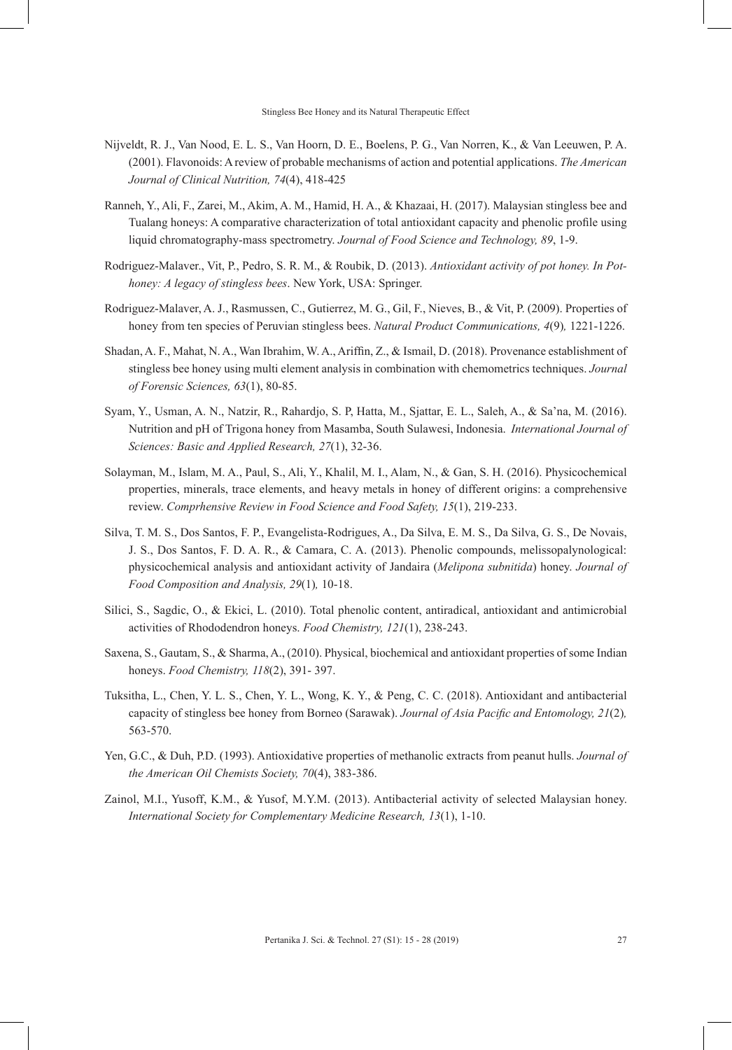Nijveldt, R. J., Van Nood, E. L. S., Van Hoorn, D. E., Boelens, P. G., Van Norren, K., & Van Leeuwen, P. A. (2001). Flavonoids: A review of probable mechanisms of action and potential applications. *The American Journal of Clinical Nutrition, 74*(4), 418-425

Ranneh, Y., Ali, F., Zarei, M., Akim, A. M., Hamid, H. A., & Khazaai, H. (2017). Malaysian stingless bee and Tualang honeys: A comparative characterization of total antioxidant capacity and phenolic profile using liquid chromatography-mass spectrometry. *Journal of Food Science and Technology, 89*, 1-9.

Rodriguez-Malaver., Vit, P., Pedro, S. R. M., & Roubik, D. (2013). *Antioxidant activity of pot honey. In Pot-honey: A legacy of stingless bees*. New York, USA: Springer.

Rodriguez-Malaver, A. J., Rasmussen, C., Gutierrez, M. G., Gil, F., Nieves, B., & Vit, P. (2009). Properties of honey from ten species of Peruvian stingless bees. *Natural Product Communications, 4*(9)*,* 1221-1226.

Shadan, A. F., Mahat, N. A., Wan Ibrahim, W. A., Ariffin, Z., & Ismail, D. (2018). Provenance establishment of stingless bee honey using multi element analysis in combination with chemometrics techniques. *Journal of Forensic Sciences, 63*(1), 80-85.

Syam, Y., Usman, A. N., Natzir, R., Rahardjo, S. P, Hatta, M., Sjattar, E. L., Saleh, A., & Sa'na, M. (2016). Nutrition and pH of Trigona honey from Masamba, South Sulawesi, Indonesia. *International Journal of Sciences: Basic and Applied Research, 27*(1), 32-36.

Solayman, M., Islam, M. A., Paul, S., Ali, Y., Khalil, M. I., Alam, N., & Gan, S. H. (2016). Physicochemical properties, minerals, trace elements, and heavy metals in honey of different origins: a comprehensive review. *Comprhensive Review in Food Science and Food Safety, 15*(1), 219-233.

Silva, T. M. S., Dos Santos, F. P., Evangelista-Rodrigues, A., Da Silva, E. M. S., Da Silva, G. S., De Novais, J. S., Dos Santos, F. D. A. R., & Camara, C. A. (2013). Phenolic compounds, melissopalynological: physicochemical analysis and antioxidant activity of Jandaira (*Melipona subnitida*) honey. *Journal of Food Composition and Analysis, 29*(1)*,* 10-18.

Silici, S., Sagdic, O., & Ekici, L. (2010). Total phenolic content, antiradical, antioxidant and antimicrobial activities of Rhododendron honeys. *Food Chemistry, 121*(1), 238-243.

Saxena, S., Gautam, S., & Sharma, A., (2010). Physical, biochemical and antioxidant properties of some Indian honeys. *Food Chemistry, 118*(2), 391- 397.

Tuksitha, L., Chen, Y. L. S., Chen, Y. L., Wong, K. Y., & Peng, C. C. (2018). Antioxidant and antibacterial capacity of stingless bee honey from Borneo (Sarawak). *Journal of Asia Pacific and Entomology, 21*(2)*,* 563-570.

Yen, G.C., & Duh, P.D. (1993). Antioxidative properties of methanolic extracts from peanut hulls. *Journal of the American Oil Chemists Society, 70*(4), 383-386.

Zainol, M.I., Yusoff, K.M., & Yusof, M.Y.M. (2013). Antibacterial activity of selected Malaysian honey. *International Society for Complementary Medicine Research, 13*(1), 1-10.